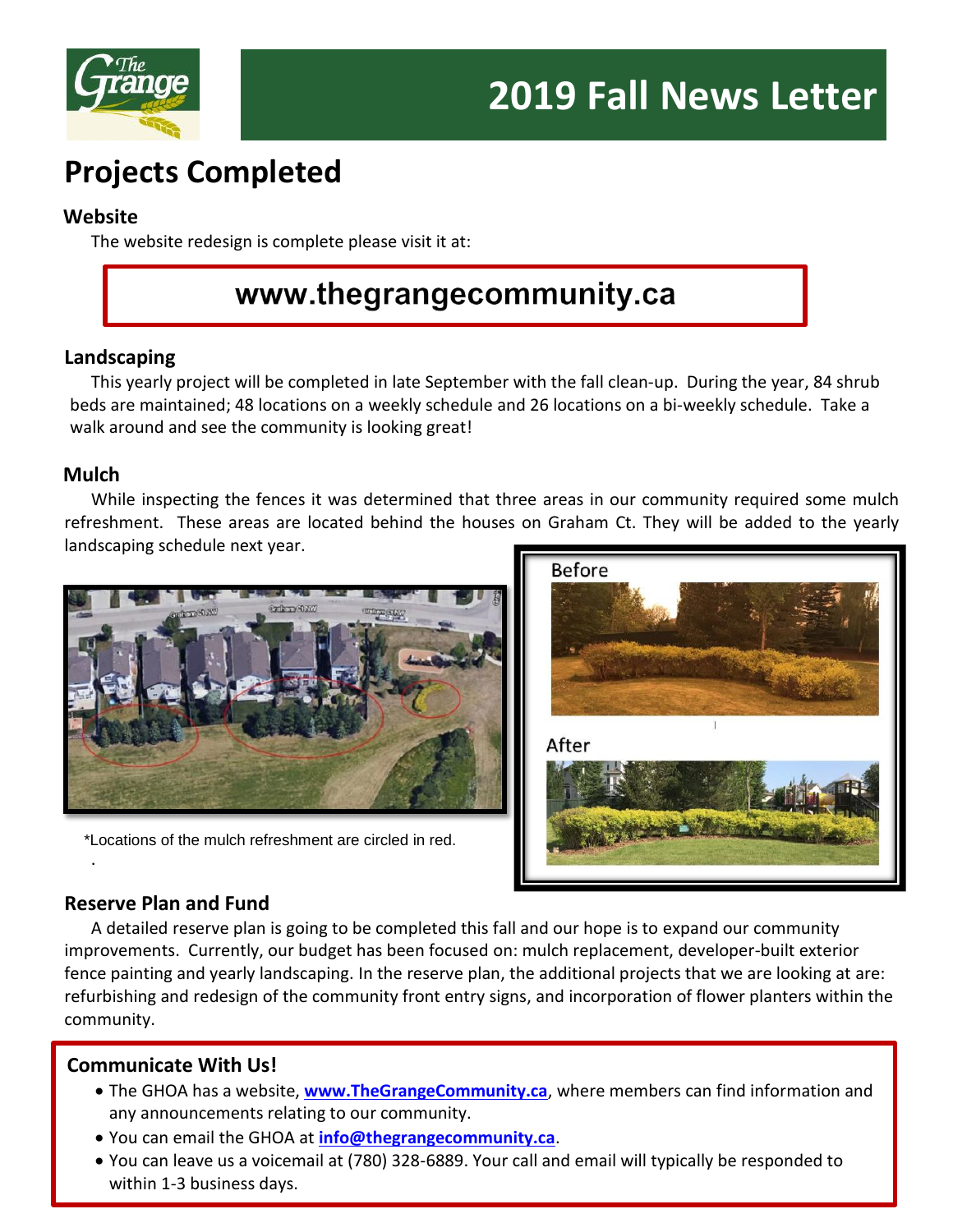# 2019 Fall News Letter

## Projects Completed

### Website

The website redesign is complete please visit it at:

**www.thegrangecommunity.ca**

### Landscaping

This yearly project will be completed in late September with the fall clean-up. During the year, 84 shrub beds are maintained; 48 locations on a weekly schedule and 26 locations on a bi-weekly schedule. Take a walk around and see the community is looking great!

### Mulch

While inspecting the fences it was determined that three areas in our community required some mulch refreshment. These areas are located behind the houses on Graham Ct. They will be added to the yearly landscaping schedule next year.

*Locations of the mulch refreshment are circled in red.

Before

After

### Reserve Plan and Fund

A detailed reserve plan is going to be completed this fall and our hope is to expand our community improvements. Currently, our budget has been focused on: mulch replacement, developer-built exterior fence painting and yearly landscaping. In the reserve plan, the additional projects that we are looking at are: refurbishing and redesign of the community front entry signs, and incorporation of flower planters within the community.

### Communicate With Us!

- The GHOA has a website, **www.TheGrangeCommunity.ca**, where members can find information and any announcements relating to our community.
- You can email the GHOA at **info@thegrangecommunity.ca**.
- You can leave us a voicemail at (780) 328-6889. Your call and email will typically be responded to within 1-3 business days.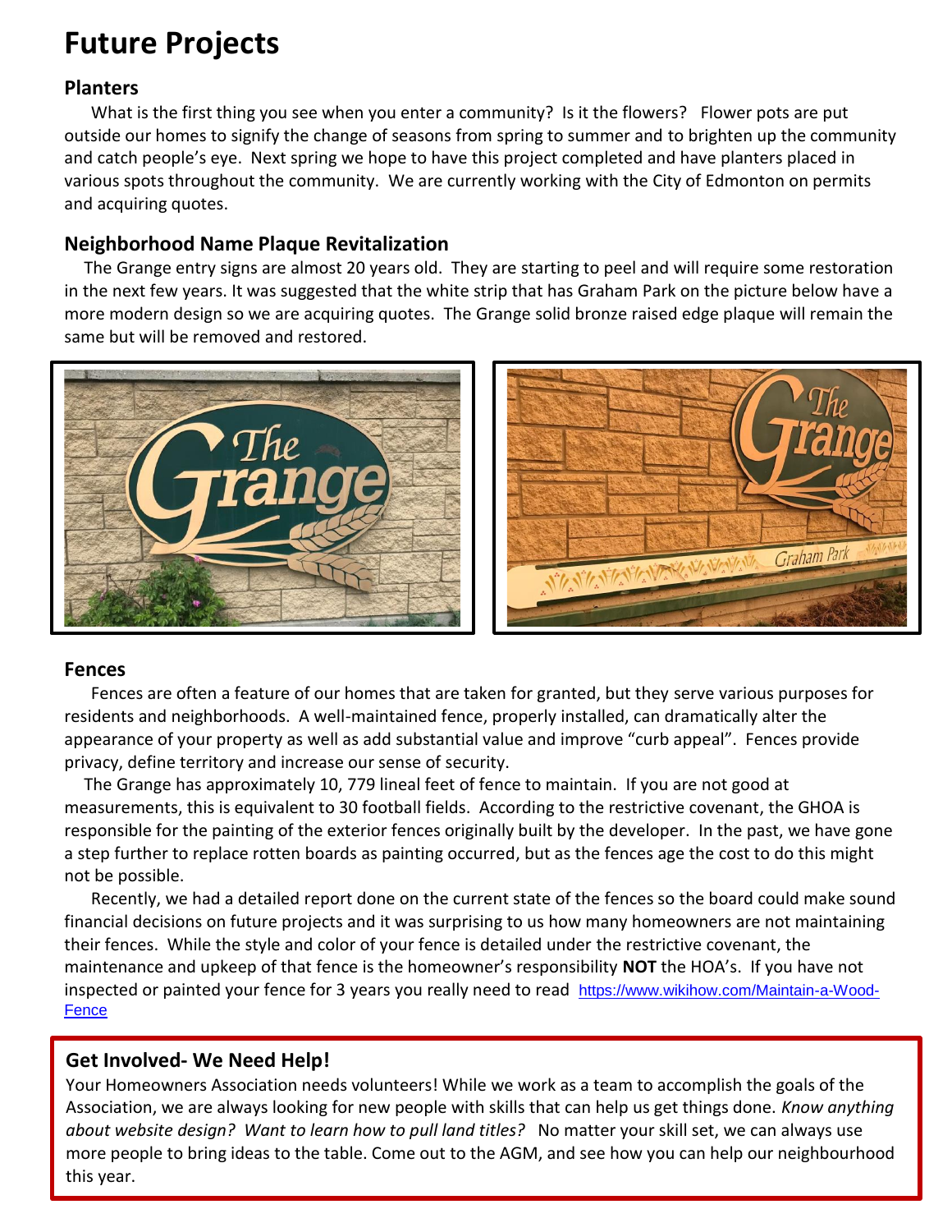# Future Projects

### Planters

What is the first thing you see when you enter a community? Is it the flowers? Flower pots are put outside our homes to signify the change of seasons from spring to summer and to brighten up the community and catch people's eye. Next spring we hope to have this project completed and have planters placed in various spots throughout the community. We are currently working with the City of Edmonton on permits and acquiring quotes.

### Neighborhood Name Plaque Revitalization

The Grange entry signs are almost 20 years old. They are starting to peel and will require some restoration in the next few years. It was suggested that the white strip that has Graham Park on the picture below have a more modern design so we are acquiring quotes. The Grange solid bronze raised edge plaque will remain the same but will be removed and restored.

### Fences

Fences are often a feature of our homes that are taken for granted, but they serve various purposes for residents and neighborhoods. A well-maintained fence, properly installed, can dramatically alter the appearance of your property as well as add substantial value and improve "curb appeal". Fences provide privacy, define territory and increase our sense of security.

The Grange has approximately 10, 779 lineal feet of fence to maintain. If you are not good at measurements, this is equivalent to 30 football fields. According to the restrictive covenant, the GHOA is responsible for the painting of the exterior fences originally built by the developer. In the past, we have gone a step further to replace rotten boards as painting occurred, but as the fences age the cost to do this might not be possible.

Recently, we had a detailed report done on the current state of the fences so the board could make sound financial decisions on future projects and it was surprising to us how many homeowners are not maintaining their fences. While the style and color of your fence is detailed under the restrictive covenant, the maintenance and upkeep of that fence is the homeowner's responsibility **NOT** the HOA's. If you have not inspected or painted your fence for 3 years you really need to read https://www.wikihow.com/Maintain-a-Wood-Fence

### Get Involved- We Need Help!

Your Homeowners Association needs volunteers! While we work as a team to accomplish the goals of the Association, we are always looking for new people with skills that can help us get things done. *Know anything about website design? Want to learn how to pull land titles?* No matter your skill set, we can always use more people to bring ideas to the table. Come out to the AGM, and see how you can help our neighbourhood this year.